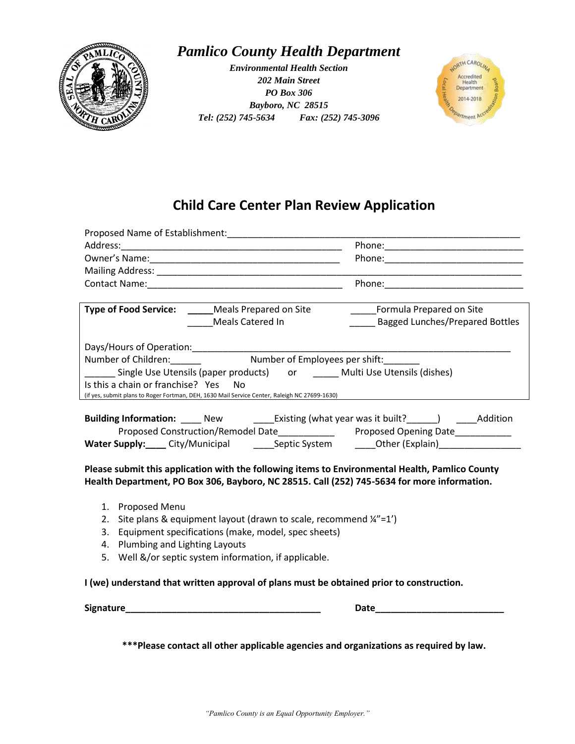# *Pamlico County Health Department*

***Environmental Health Section***
***202 Main Street***
***PO Box 306***
***Bayboro, NC 28515***
***Tel: (252) 745-5634 Fax: (252) 745-3096***

## Child Care Center Plan Review Application

Proposed Name of Establishment:____________________________________________________________

Address:_____________________________________________ Phone:___________________________

Owner's Name:_____________________________________ Phone:___________________________

Mailing Address: _______________________________________________________________________

Contact Name:_____________________________________ Phone:___________________________

**Type of Food Service:** _____Meals Prepared on Site _____Formula Prepared on Site

_____Meals Catered In _____ Bagged Lunches/Prepared Bottles

Days/Hours of Operation:_____________________________________________________________

Number of Children:______ Number of Employees per shift:_______

______ Single Use Utensils (paper products) or _____ Multi Use Utensils (dishes)

Is this a chain or franchise? Yes No

(if yes, submit plans to Roger Fortman, DEH, 1630 Mail Service Center, Raleigh NC 27699-1630)

**Building Information:** ____ New ____Existing (what year was it built?______) ____Addition

Proposed Construction/Remodel Date___________ Proposed Opening Date___________

**Water Supply:____** City/Municipal ____Septic System ____Other (Explain)________________

**Please submit this application with the following items to Environmental Health, Pamlico County Health Department, PO Box 306, Bayboro, NC 28515. Call (252) 745-5634 for more information.**

1. Proposed Menu
2. Site plans & equipment layout (drawn to scale, recommend ¼"=1')
3. Equipment specifications (make, model, spec sheets)
4. Plumbing and Lighting Layouts
5. Well &/or septic system information, if applicable.

**I (we) understand that written approval of plans must be obtained prior to construction.**

**Signature_______________________________________ Date_________________________**

**\*\*\*Please contact all other applicable agencies and organizations as required by law.**

*"Pamlico County is an Equal Opportunity Employer."*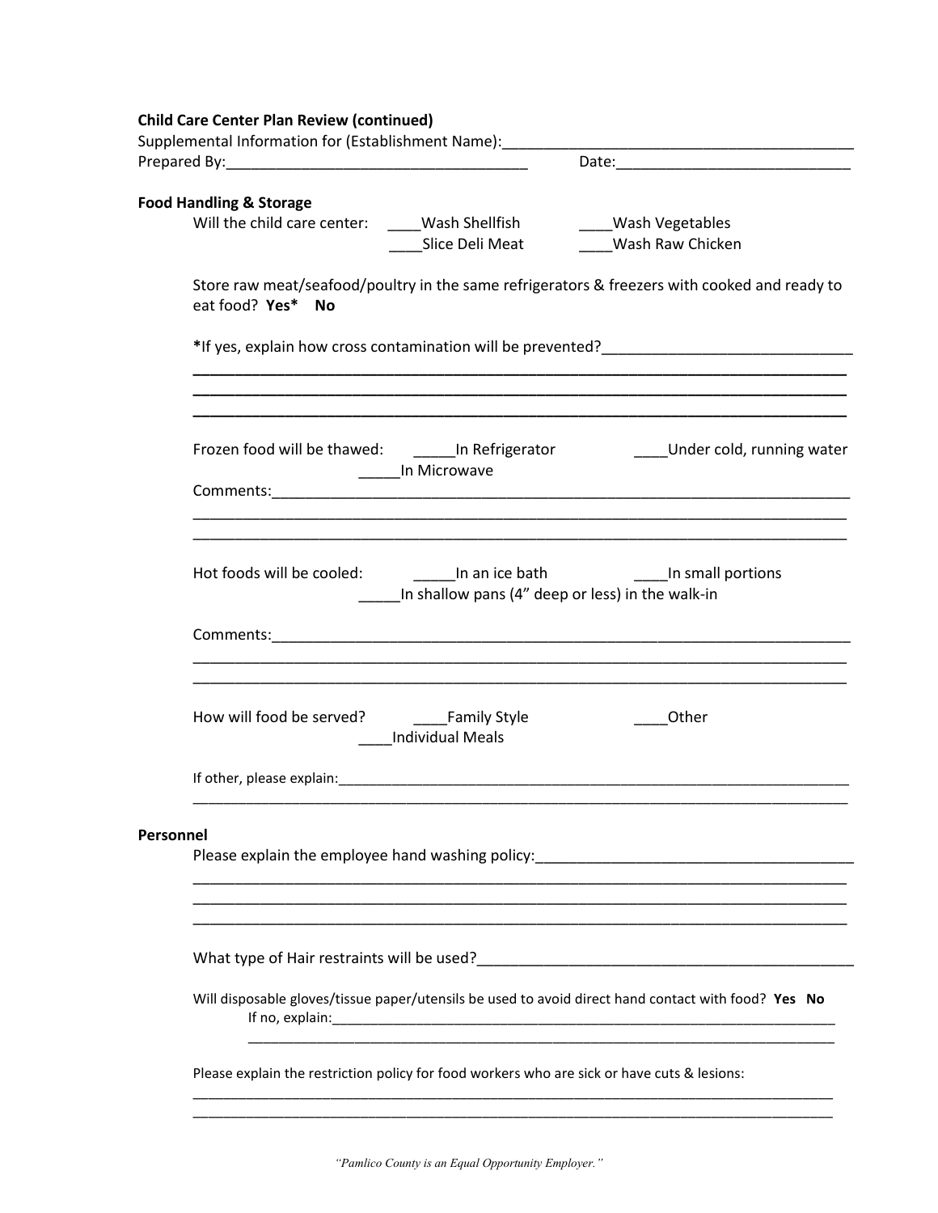**Child Care Center Plan Review (continued)**

Supplemental Information for (Establishment Name):___________________________________________

Prepared By:___________________________________ Date:____________________________

**Food Handling & Storage**

Will the child care center: ____Wash Shellfish ____Wash Vegetables ____Slice Deli Meat ____Wash Raw Chicken

Store raw meat/seafood/poultry in the same refrigerators & freezers with cooked and ready to eat food? **Yes*** **No**

**\***If yes, explain how cross contamination will be prevented?______________________________

______________________________________________________________________________

______________________________________________________________________________

______________________________________________________________________________

Frozen food will be thawed: _____In Refrigerator ____Under cold, running water _____In Microwave

Comments:_____________________________________________________________________

______________________________________________________________________________

______________________________________________________________________________

Hot foods will be cooled: _____In an ice bath ____In small portions _____In shallow pans (4" deep or less) in the walk-in

Comments:_____________________________________________________________________

______________________________________________________________________________

______________________________________________________________________________

How will food be served? ____Family Style ____Other ____Individual Meals

If other, please explain:___________________________________________________________

______________________________________________________________________________

**Personnel**

Please explain the employee hand washing policy:________________________________________

______________________________________________________________________________

______________________________________________________________________________

______________________________________________________________________________

What type of Hair restraints will be used?_______________________________________________

Will disposable gloves/tissue paper/utensils be used to avoid direct hand contact with food? **Yes** **No**

If no, explain:_________________________________________________________________

______________________________________________________________________________

Please explain the restriction policy for food workers who are sick or have cuts & lesions:

______________________________________________________________________________

______________________________________________________________________________

*"Pamlico County is an Equal Opportunity Employer."*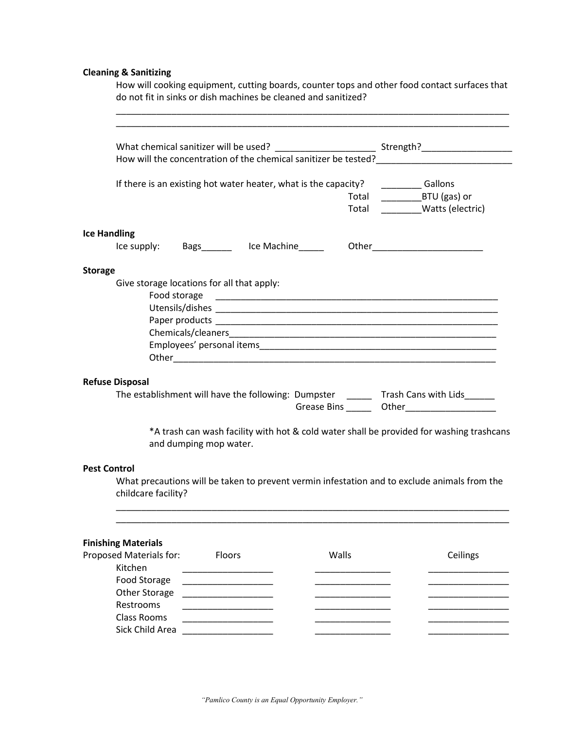**Cleaning & Sanitizing**

How will cooking equipment, cutting boards, counter tops and other food contact surfaces that do not fit in sinks or dish machines be cleaned and sanitized?

_______________________________________________________________________________
_______________________________________________________________________________

What chemical sanitizer will be used? ____________________ Strength?__________________

How will the concentration of the chemical sanitizer be tested?___________________________

If there is an existing hot water heater, what is the capacity? ________ Gallons

Total ________BTU (gas) or

Total ________Watts (electric)

**Ice Handling**

Ice supply: Bags______ Ice Machine_____ Other______________________

**Storage**

Give storage locations for all that apply:

Food storage ___________________________________________________________

Utensils/dishes _________________________________________________________

Paper products _________________________________________________________

Chemicals/cleaners______________________________________________________

Employees' personal items________________________________________________

Other_________________________________________________________________

**Refuse Disposal**

The establishment will have the following: Dumpster _____ Trash Cans with Lids______

Grease Bins _____ Other__________________

*A trash can wash facility with hot & cold water shall be provided for washing trashcans and dumping mop water.

**Pest Control**

What precautions will be taken to prevent vermin infestation and to exclude animals from the childcare facility?

_______________________________________________________________________________
_______________________________________________________________________________

**Finishing Materials**

| Proposed Materials for: | Floors | Walls | Ceilings |
|---|---|---|---|
| Kitchen | __________________ | _______________ | ________________ |
| Food Storage | __________________ | _______________ | ________________ |
| Other Storage | __________________ | _______________ | ________________ |
| Restrooms | __________________ | _______________ | ________________ |
| Class Rooms | __________________ | _______________ | ________________ |
| Sick Child Area | __________________ | _______________ | ________________ |

*"Pamlico County is an Equal Opportunity Employer."*